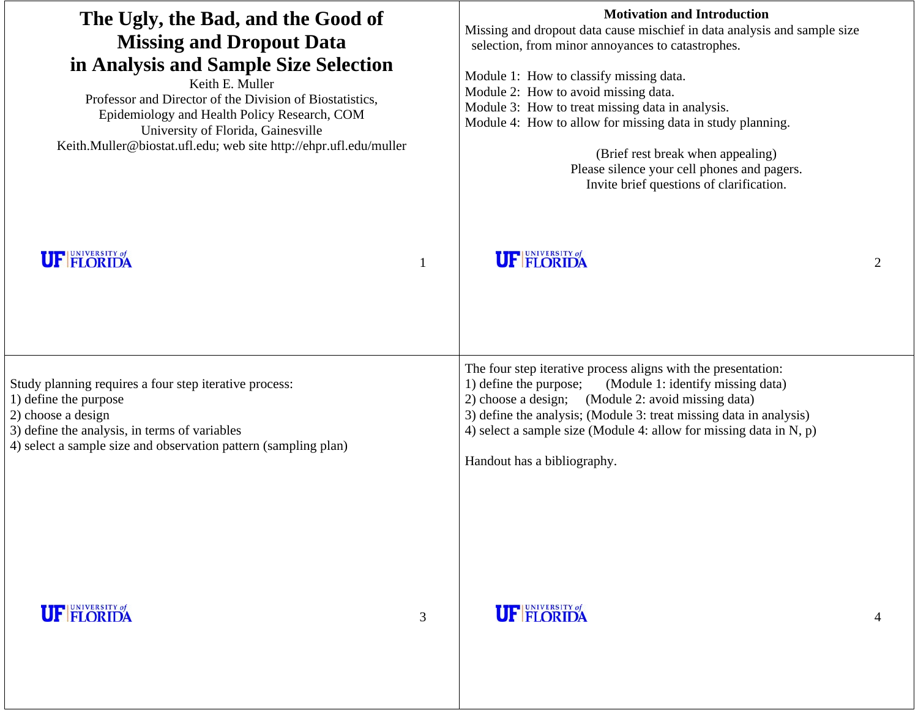# The Ugly, the Bad, and the Good of Missing and Dropout Data in Analysis and Sample Size Selection

Keith E. Muller

Professor and Director of the Division of Biostatistics, Epidemiology and Health Policy Research, COM

University of Florida, Gainesville

Keith.Muller@biostat.ufl.edu; web site http://ehpr.ufl.edu/muller

## Motivation and Introduction

Missing and dropout data cause mischief in data analysis and sample size selection, from minor annoyances to catastrophes.

Module 1: How to classify missing data.
Module 2: How to avoid missing data.
Module 3: How to treat missing data in analysis.
Module 4: How to allow for missing data in study planning.

(Brief rest break when appealing)
Please silence your cell phones and pagers.
Invite brief questions of clarification.

---

Study planning requires a four step iterative process:
1) define the purpose
2) choose a design
3) define the analysis, in terms of variables
4) select a sample size and observation pattern (sampling plan)

---

The four step iterative process aligns with the presentation:
1) define the purpose; (Module 1: identify missing data)
2) choose a design; (Module 2: avoid missing data)
3) define the analysis; (Module 3: treat missing data in analysis)
4) select a sample size (Module 4: allow for missing data in N, p)

Handout has a bibliography.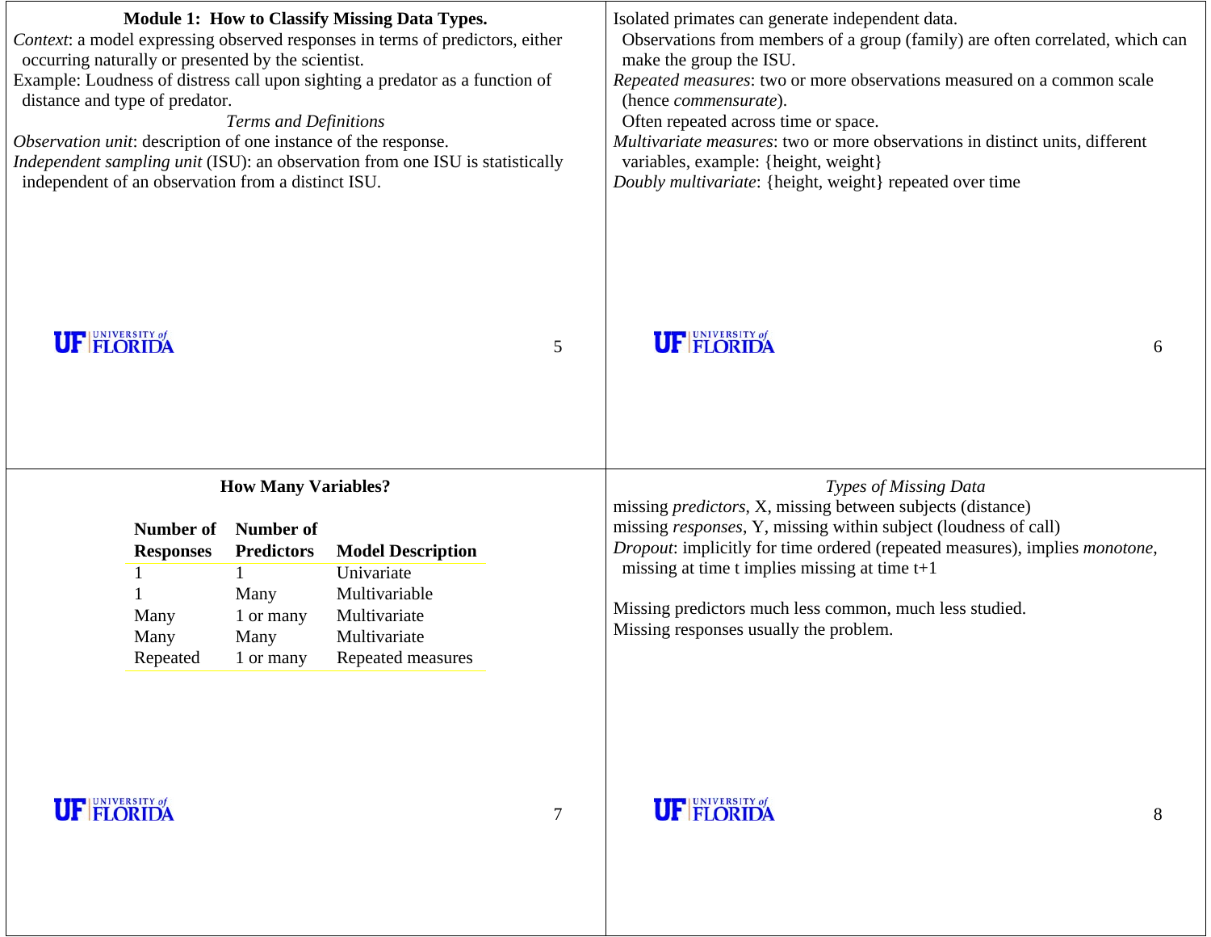## Module 1: How to Classify Missing Data Types.

*Context*: a model expressing observed responses in terms of predictors, either occurring naturally or presented by the scientist.

Example: Loudness of distress call upon sighting a predator as a function of distance and type of predator.

*Terms and Definitions*

*Observation unit*: description of one instance of the response.

*Independent sampling unit* (ISU): an observation from one ISU is statistically independent of an observation from a distinct ISU.

Isolated primates can generate independent data.

Observations from members of a group (family) are often correlated, which can make the group the ISU.

*Repeated measures*: two or more observations measured on a common scale (hence *commensurate*).

Often repeated across time or space.

*Multivariate measures*: two or more observations in distinct units, different variables, example: {height, weight}

*Doubly multivariate*: {height, weight} repeated over time

### How Many Variables?

| Number of Responses | Number of Predictors | Model Description |
|---|---|---|
| 1 | 1 | Univariate |
| 1 | Many | Multivariable |
| Many | 1 or many | Multivariate |
| Many | Many | Multivariate |
| Repeated | 1 or many | Repeated measures |

*Types of Missing Data*

missing *predictors*, X, missing between subjects (distance)

missing *responses*, Y, missing within subject (loudness of call)

*Dropout*: implicitly for time ordered (repeated measures), implies *monotone*, missing at time t implies missing at time t+1

Missing predictors much less common, much less studied.

Missing responses usually the problem.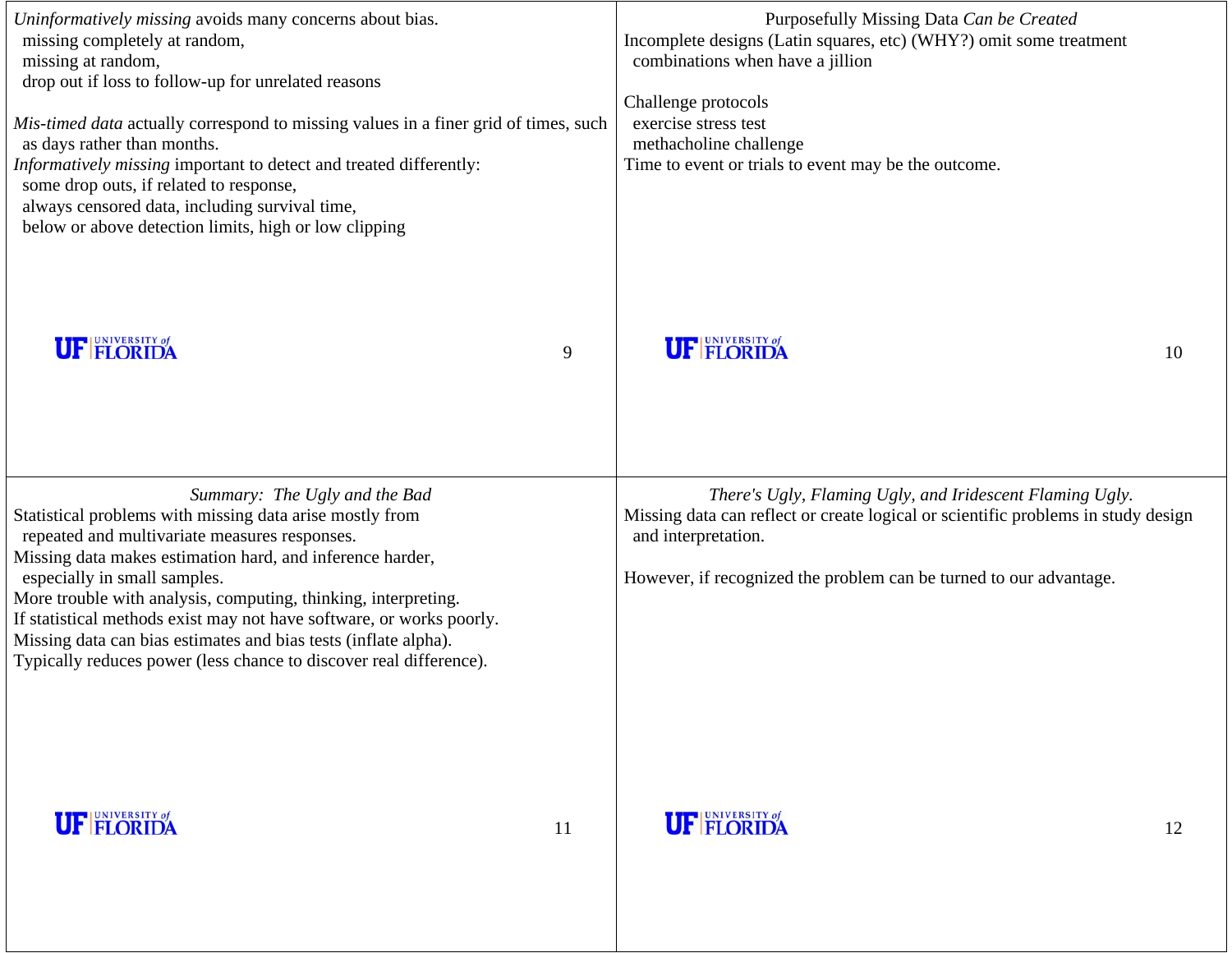*Uninformatively missing* avoids many concerns about bias.
- missing completely at random,
- missing at random,
- drop out if loss to follow-up for unrelated reasons

*Mis-timed data* actually correspond to missing values in a finer grid of times, such as days rather than months.

*Informatively missing* important to detect and treated differently:
- some drop outs, if related to response,
- always censored data, including survival time,
- below or above detection limits, high or low clipping

## Purposefully Missing Data *Can be Created*

Incomplete designs (Latin squares, etc) (WHY?) omit some treatment combinations when have a jillion

Challenge protocols
- exercise stress test
- methacholine challenge

Time to event or trials to event may be the outcome.

## *Summary: The Ugly and the Bad*

Statistical problems with missing data arise mostly from repeated and multivariate measures responses.

Missing data makes estimation hard, and inference harder, especially in small samples.

More trouble with analysis, computing, thinking, interpreting.

If statistical methods exist may not have software, or works poorly.

Missing data can bias estimates and bias tests (inflate alpha).

Typically reduces power (less chance to discover real difference).

## *There's Ugly, Flaming Ugly, and Iridescent Flaming Ugly.*

Missing data can reflect or create logical or scientific problems in study design and interpretation.

However, if recognized the problem can be turned to our advantage.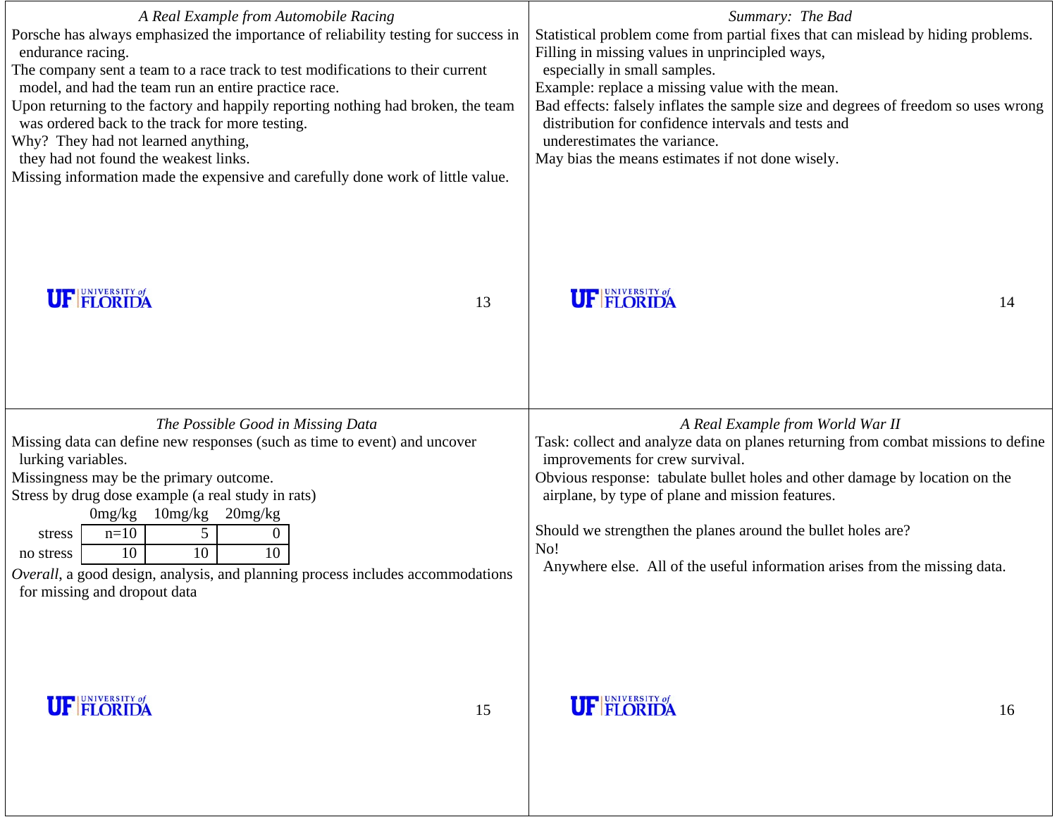## *A Real Example from Automobile Racing*

Porsche has always emphasized the importance of reliability testing for success in endurance racing.

The company sent a team to a race track to test modifications to their current model, and had the team run an entire practice race.

Upon returning to the factory and happily reporting nothing had broken, the team was ordered back to the track for more testing.

Why? They had not learned anything, they had not found the weakest links.

Missing information made the expensive and carefully done work of little value.

## *Summary: The Bad*

Statistical problem come from partial fixes that can mislead by hiding problems.

Filling in missing values in unprincipled ways, especially in small samples.

Example: replace a missing value with the mean.

Bad effects: falsely inflates the sample size and degrees of freedom so uses wrong distribution for confidence intervals and tests and underestimates the variance.

May bias the means estimates if not done wisely.

## *The Possible Good in Missing Data*

Missing data can define new responses (such as time to event) and uncover lurking variables.

Missingness may be the primary outcome.

Stress by drug dose example (a real study in rats)

| | 0mg/kg | 10mg/kg | 20mg/kg |
|---|---|---|---|
| stress | n=10 | 5 | 0 |
| no stress | 10 | 10 | 10 |

*Overall*, a good design, analysis, and planning process includes accommodations for missing and dropout data

## *A Real Example from World War II*

Task: collect and analyze data on planes returning from combat missions to define improvements for crew survival.

Obvious response: tabulate bullet holes and other damage by location on the airplane, by type of plane and mission features.

Should we strengthen the planes around the bullet holes are?

No!

Anywhere else. All of the useful information arises from the missing data.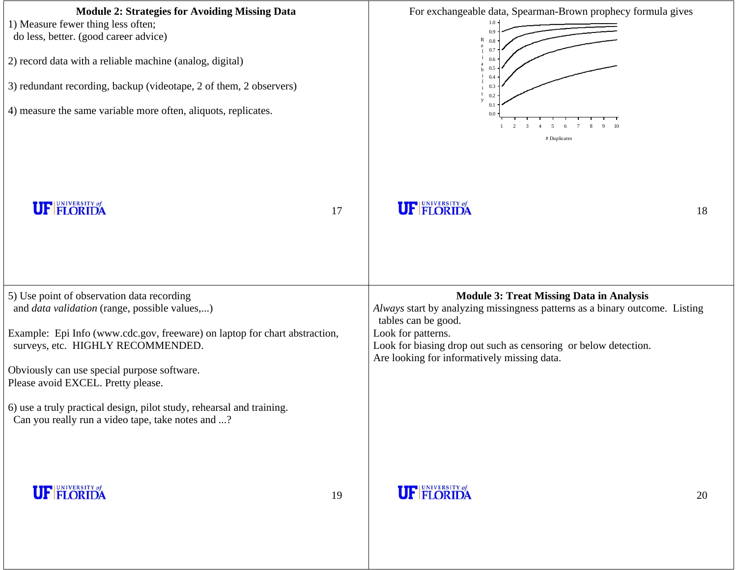## Module 2: Strategies for Avoiding Missing Data

1) Measure fewer thing less often;
  do less, better. (good career advice)

2) record data with a reliable machine (analog, digital)

3) redundant recording, backup (videotape, 2 of them, 2 observers)

4) measure the same variable more often, aliquots, replicates.

For exchangeable data, Spearman-Brown prophecy formula gives

5) Use point of observation data recording
  and *data validation* (range, possible values,...)

Example: Epi Info (www.cdc.gov, freeware) on laptop for chart abstraction,
  surveys, etc. HIGHLY RECOMMENDED.

Obviously can use special purpose software.
Please avoid EXCEL. Pretty please.

6) use a truly practical design, pilot study, rehearsal and training.
  Can you really run a video tape, take notes and ...?

## Module 3: Treat Missing Data in Analysis

*Always* start by analyzing missingness patterns as a binary outcome. Listing
  tables can be good.
Look for patterns.
Look for biasing drop out such as censoring or below detection.
Are looking for informatively missing data.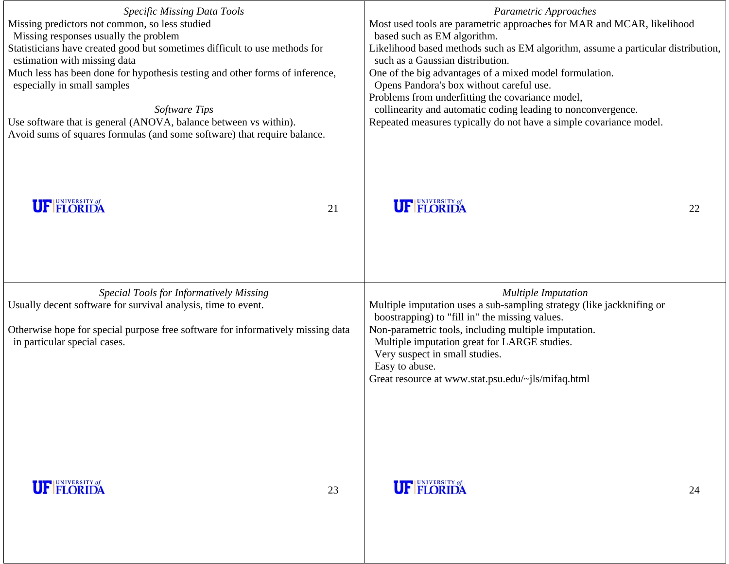## *Specific Missing Data Tools*

Missing predictors not common, so less studied
  Missing responses usually the problem
Statisticians have created good but sometimes difficult to use methods for estimation with missing data
Much less has been done for hypothesis testing and other forms of inference, especially in small samples

## *Software Tips*

Use software that is general (ANOVA, balance between vs within).
Avoid sums of squares formulas (and some software) that require balance.

## *Parametric Approaches*

Most used tools are parametric approaches for MAR and MCAR, likelihood based such as EM algorithm.
Likelihood based methods such as EM algorithm, assume a particular distribution, such as a Gaussian distribution.
One of the big advantages of a mixed model formulation.
  Opens Pandora's box without careful use.
Problems from underfitting the covariance model,
  collinearity and automatic coding leading to nonconvergence.
Repeated measures typically do not have a simple covariance model.

## *Special Tools for Informatively Missing*

Usually decent software for survival analysis, time to event.

Otherwise hope for special purpose free software for informatively missing data in particular special cases.

## *Multiple Imputation*

Multiple imputation uses a sub-sampling strategy (like jackknifing or boostrapping) to "fill in" the missing values.
Non-parametric tools, including multiple imputation.
  Multiple imputation great for LARGE studies.
  Very suspect in small studies.
  Easy to abuse.
Great resource at www.stat.psu.edu/~jls/mifaq.html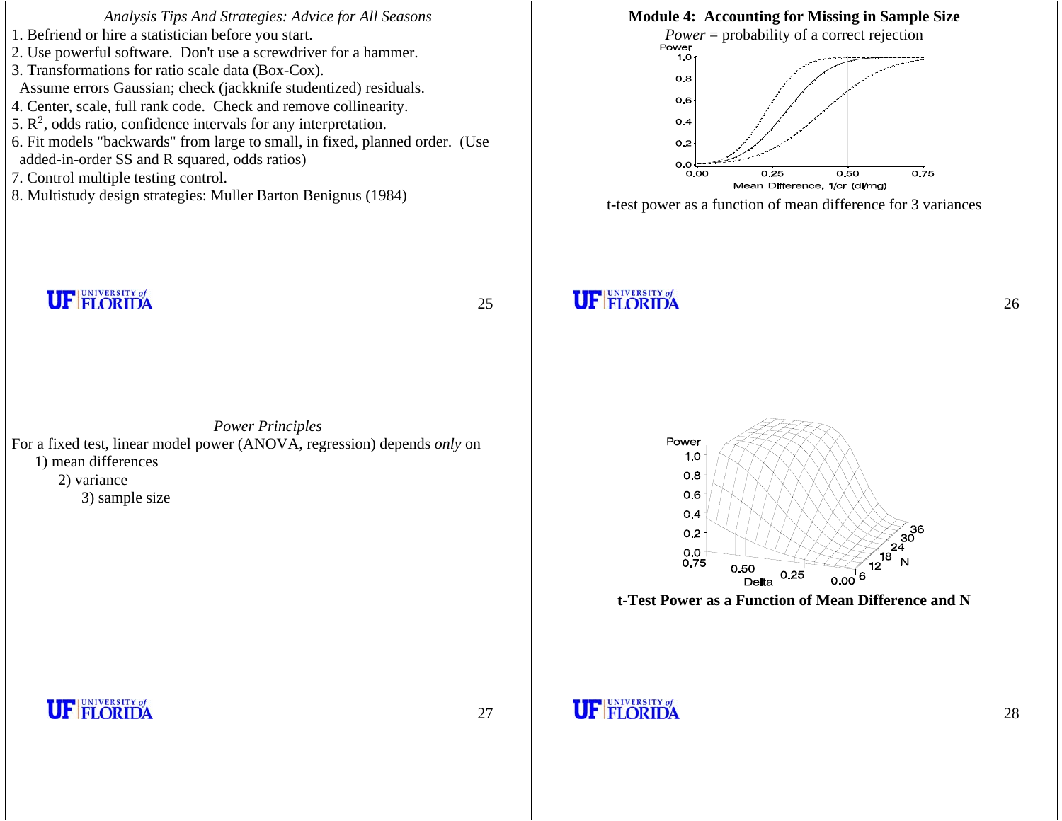*Analysis Tips And Strategies: Advice for All Seasons*

1. Befriend or hire a statistician before you start.
2. Use powerful software. Don't use a screwdriver for a hammer.
3. Transformations for ratio scale data (Box-Cox).
   Assume errors Gaussian; check (jackknife studentized) residuals.
4. Center, scale, full rank code. Check and remove collinearity.
5. $R^2$, odds ratio, confidence intervals for any interpretation.
6. Fit models "backwards" from large to small, in fixed, planned order. (Use added-in-order SS and R squared, odds ratios)
7. Control multiple testing control.
8. Multistudy design strategies: Muller Barton Benignus (1984)

## Module 4: Accounting for Missing in Sample Size

*Power* = probability of a correct rejection

t-test power as a function of mean difference for 3 variances

*Power Principles*

For a fixed test, linear model power (ANOVA, regression) depends *only* on

1) mean differences
2) variance
3) sample size

**t-Test Power as a Function of Mean Difference and N**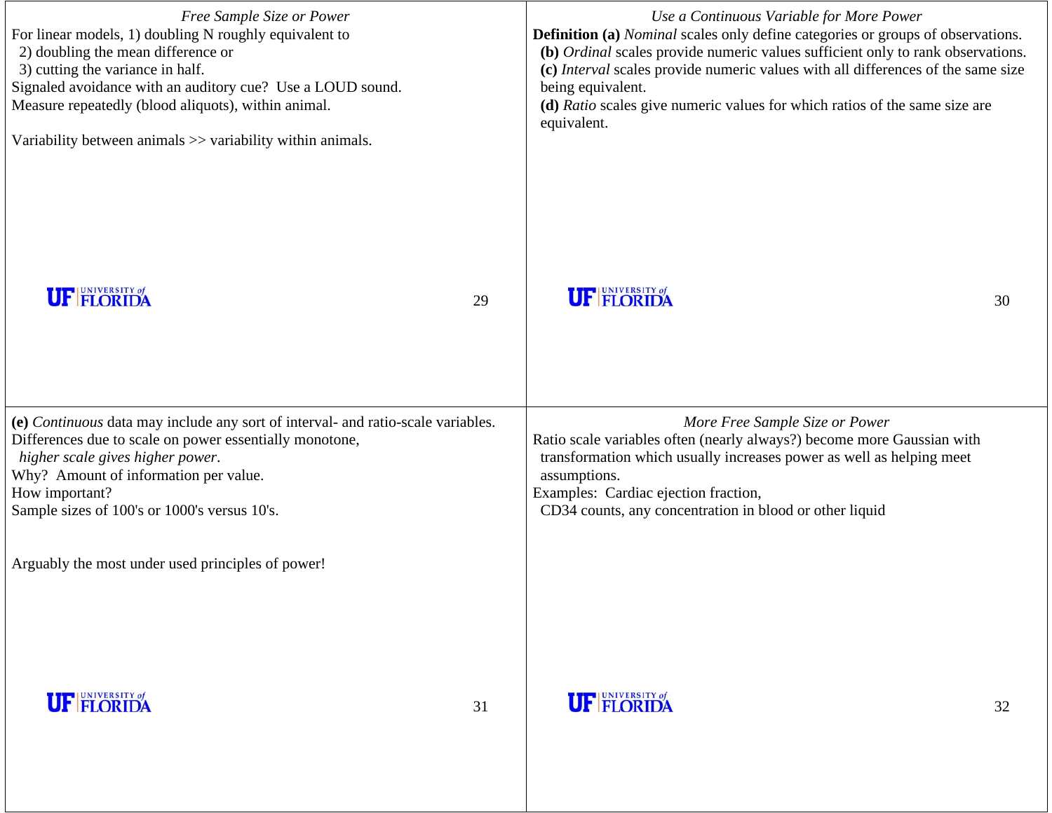## *Free Sample Size or Power*

For linear models, 1) doubling N roughly equivalent to
2) doubling the mean difference or
3) cutting the variance in half.

Signaled avoidance with an auditory cue? Use a LOUD sound.
Measure repeatedly (blood aliquots), within animal.

Variability between animals >> variability within animals.

## *Use a Continuous Variable for More Power*

**Definition (a)** *Nominal* scales only define categories or groups of observations.
**(b)** *Ordinal* scales provide numeric values sufficient only to rank observations.
**(c)** *Interval* scales provide numeric values with all differences of the same size being equivalent.
**(d)** *Ratio* scales give numeric values for which ratios of the same size are equivalent.

**(e)** *Continuous* data may include any sort of interval- and ratio-scale variables.
Differences due to scale on power essentially monotone,
*higher scale gives higher power*.
Why? Amount of information per value.
How important?
Sample sizes of 100's or 1000's versus 10's.

Arguably the most under used principles of power!

## *More Free Sample Size or Power*

Ratio scale variables often (nearly always?) become more Gaussian with transformation which usually increases power as well as helping meet assumptions.

Examples: Cardiac ejection fraction,
CD34 counts, any concentration in blood or other liquid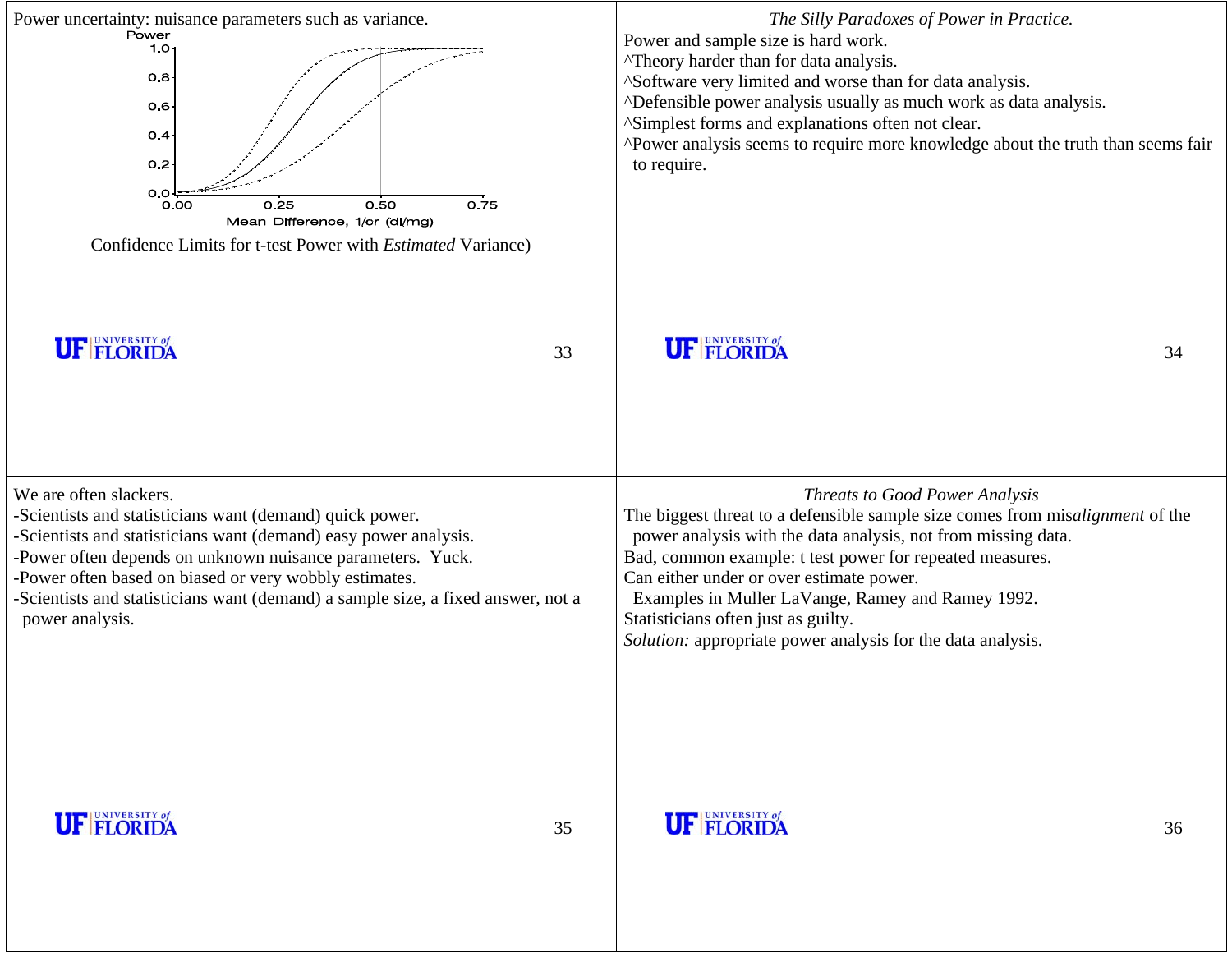Power uncertainty: nuisance parameters such as variance.

Confidence Limits for t-test Power with *Estimated* Variance)

*The Silly Paradoxes of Power in Practice.*

Power and sample size is hard work.

^Theory harder than for data analysis.

^Software very limited and worse than for data analysis.

^Defensible power analysis usually as much work as data analysis.

^Simplest forms and explanations often not clear.

^Power analysis seems to require more knowledge about the truth than seems fair to require.

We are often slackers.

-Scientists and statisticians want (demand) quick power.

-Scientists and statisticians want (demand) easy power analysis.

-Power often depends on unknown nuisance parameters. Yuck.

-Power often based on biased or very wobbly estimates.

-Scientists and statisticians want (demand) a sample size, a fixed answer, not a power analysis.

*Threats to Good Power Analysis*

The biggest threat to a defensible sample size comes from mis*alignment* of the power analysis with the data analysis, not from missing data.

Bad, common example: t test power for repeated measures.

Can either under or over estimate power.

Examples in Muller LaVange, Ramey and Ramey 1992.

Statisticians often just as guilty.

*Solution:* appropriate power analysis for the data analysis.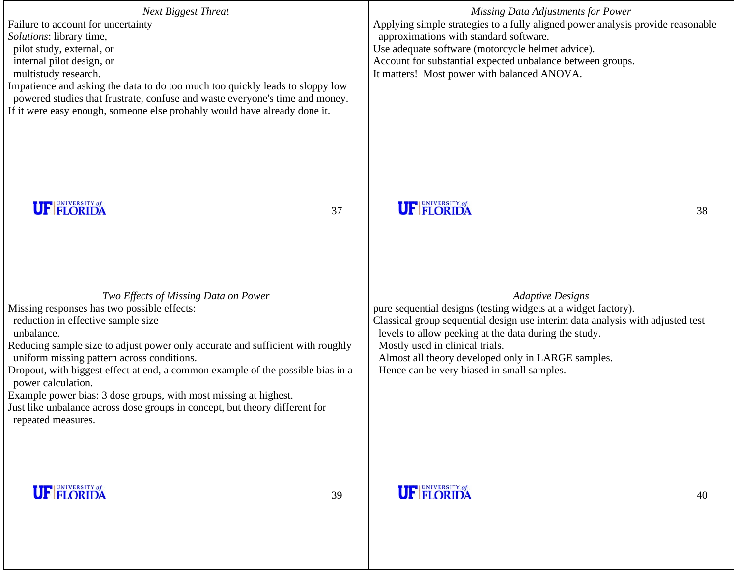## *Next Biggest Threat*

Failure to account for uncertainty

*Solutions*: library time,
- pilot study, external, or
- internal pilot design, or
- multistudy research.

Impatience and asking the data to do too much too quickly leads to sloppy low powered studies that frustrate, confuse and waste everyone's time and money.

If it were easy enough, someone else probably would have already done it.

## *Missing Data Adjustments for Power*

Applying simple strategies to a fully aligned power analysis provide reasonable approximations with standard software.

Use adequate software (motorcycle helmet advice).

Account for substantial expected unbalance between groups.

It matters! Most power with balanced ANOVA.

## *Two Effects of Missing Data on Power*

Missing responses has two possible effects:
- reduction in effective sample size
- unbalance.

Reducing sample size to adjust power only accurate and sufficient with roughly uniform missing pattern across conditions.

Dropout, with biggest effect at end, a common example of the possible bias in a power calculation.

Example power bias: 3 dose groups, with most missing at highest.

Just like unbalance across dose groups in concept, but theory different for repeated measures.

## *Adaptive Designs*

pure sequential designs (testing widgets at a widget factory).

Classical group sequential design use interim data analysis with adjusted test levels to allow peeking at the data during the study.
- Mostly used in clinical trials.
- Almost all theory developed only in LARGE samples.
- Hence can be very biased in small samples.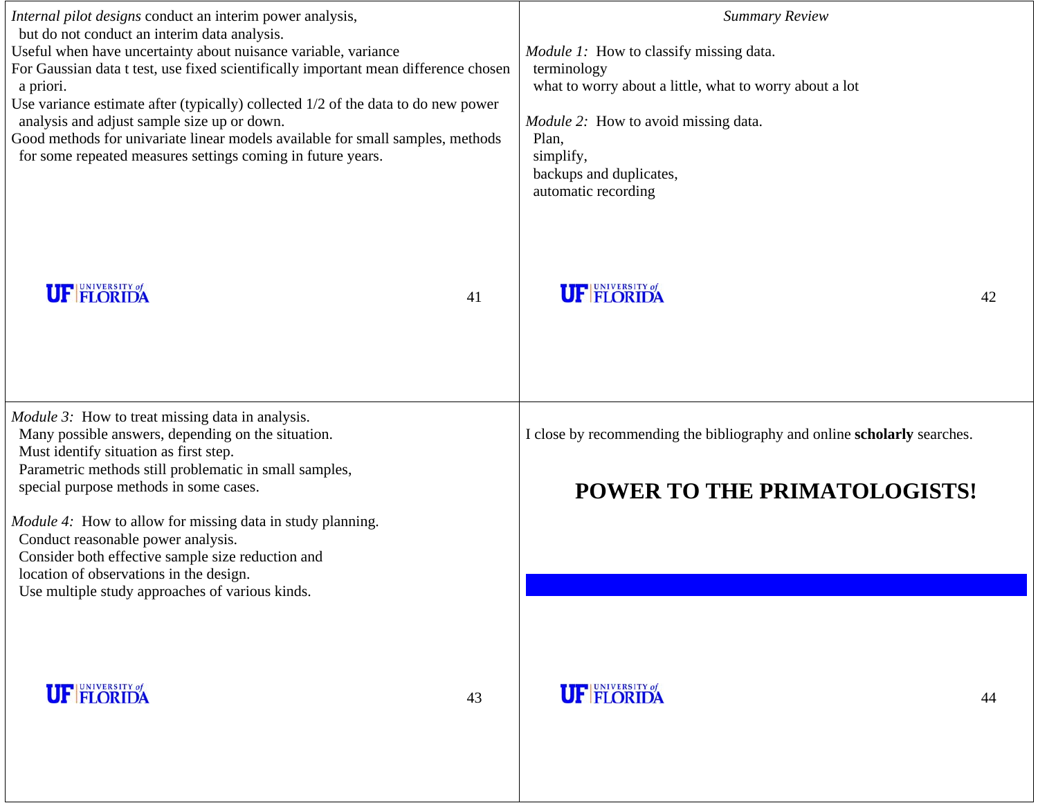*Internal pilot designs* conduct an interim power analysis, but do not conduct an interim data analysis.
Useful when have uncertainty about nuisance variable, variance
For Gaussian data t test, use fixed scientifically important mean difference chosen a priori.
Use variance estimate after (typically) collected 1/2 of the data to do new power analysis and adjust sample size up or down.
Good methods for univariate linear models available for small samples, methods for some repeated measures settings coming in future years.

*Summary Review*

*Module 1:* How to classify missing data.
- terminology
- what to worry about a little, what to worry about a lot

*Module 2:* How to avoid missing data.
- Plan,
- simplify,
- backups and duplicates,
- automatic recording

*Module 3:* How to treat missing data in analysis.
- Many possible answers, depending on the situation.
- Must identify situation as first step.
- Parametric methods still problematic in small samples, special purpose methods in some cases.

*Module 4:* How to allow for missing data in study planning.
- Conduct reasonable power analysis.
- Consider both effective sample size reduction and location of observations in the design.
- Use multiple study approaches of various kinds.

I close by recommending the bibliography and online **scholarly** searches.

**POWER TO THE PRIMATOLOGISTS!**